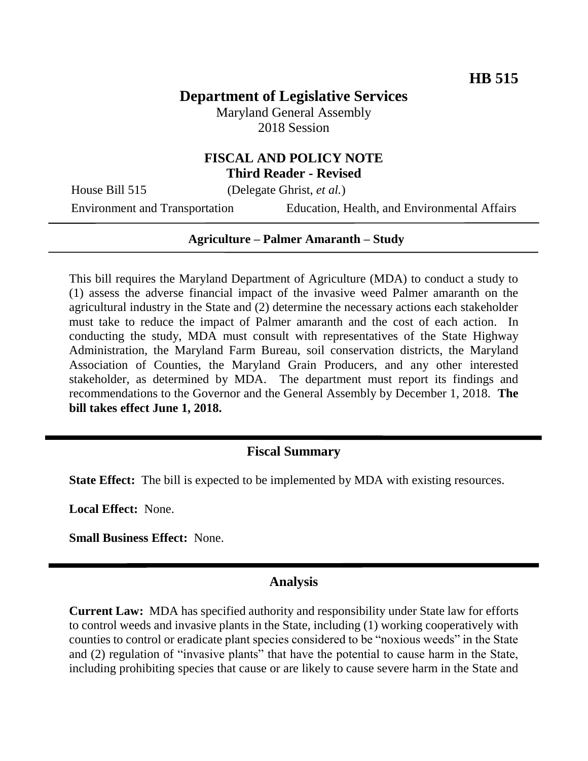**HB 515**

# Department of Legislative Services

Maryland General Assembly
2018 Session

## FISCAL AND POLICY NOTE
**Third Reader - Revised**

House Bill 515 (Delegate Ghrist, *et al.*)

Environment and Transportation Education, Health, and Environmental Affairs

---

**Agriculture – Palmer Amaranth – Study**

---

This bill requires the Maryland Department of Agriculture (MDA) to conduct a study to (1) assess the adverse financial impact of the invasive weed Palmer amaranth on the agricultural industry in the State and (2) determine the necessary actions each stakeholder must take to reduce the impact of Palmer amaranth and the cost of each action. In conducting the study, MDA must consult with representatives of the State Highway Administration, the Maryland Farm Bureau, soil conservation districts, the Maryland Association of Counties, the Maryland Grain Producers, and any other interested stakeholder, as determined by MDA. The department must report its findings and recommendations to the Governor and the General Assembly by December 1, 2018. **The bill takes effect June 1, 2018.**

## Fiscal Summary

**State Effect:** The bill is expected to be implemented by MDA with existing resources.

**Local Effect:** None.

**Small Business Effect:** None.

## Analysis

**Current Law:** MDA has specified authority and responsibility under State law for efforts to control weeds and invasive plants in the State, including (1) working cooperatively with counties to control or eradicate plant species considered to be "noxious weeds" in the State and (2) regulation of "invasive plants" that have the potential to cause harm in the State, including prohibiting species that cause or are likely to cause severe harm in the State and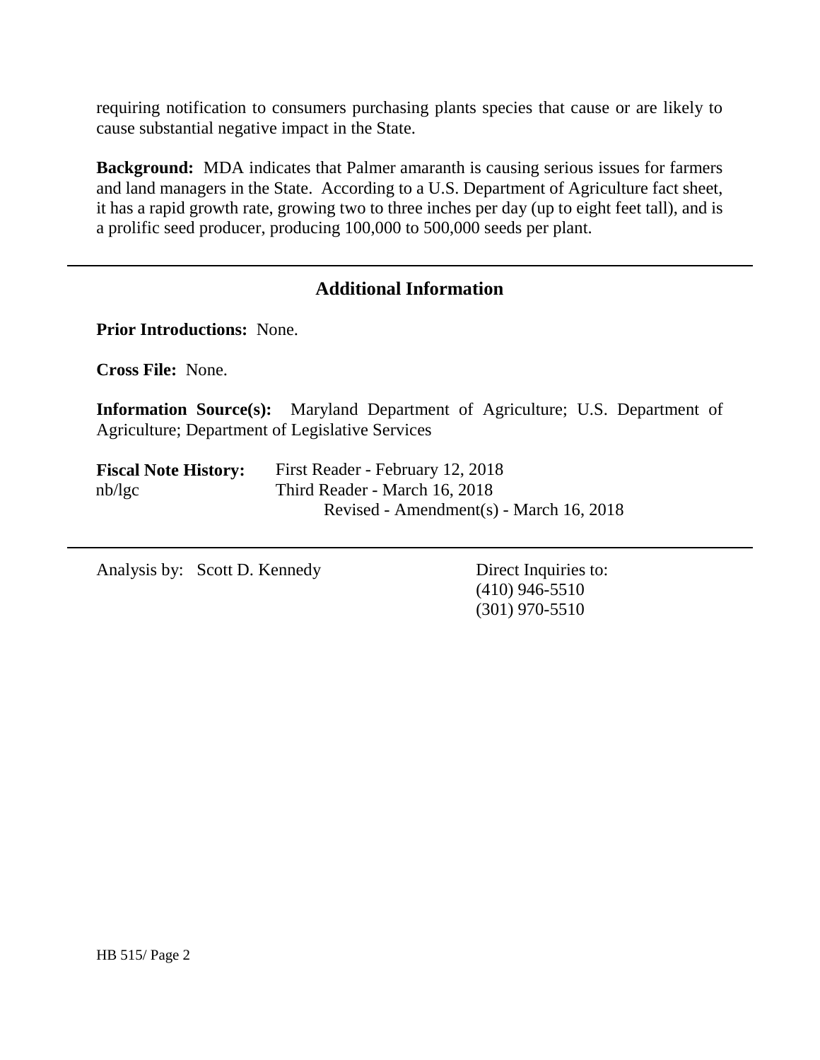requiring notification to consumers purchasing plants species that cause or are likely to cause substantial negative impact in the State.

**Background:** MDA indicates that Palmer amaranth is causing serious issues for farmers and land managers in the State. According to a U.S. Department of Agriculture fact sheet, it has a rapid growth rate, growing two to three inches per day (up to eight feet tall), and is a prolific seed producer, producing 100,000 to 500,000 seeds per plant.

---

## Additional Information

**Prior Introductions:** None.

**Cross File:** None.

**Information Source(s):** Maryland Department of Agriculture; U.S. Department of Agriculture; Department of Legislative Services

**Fiscal Note History:** First Reader - February 12, 2018
nb/lgc Third Reader - March 16, 2018
Revised - Amendment(s) - March 16, 2018

---

Analysis by: Scott D. Kennedy

Direct Inquiries to:
(410) 946-5510
(301) 970-5510